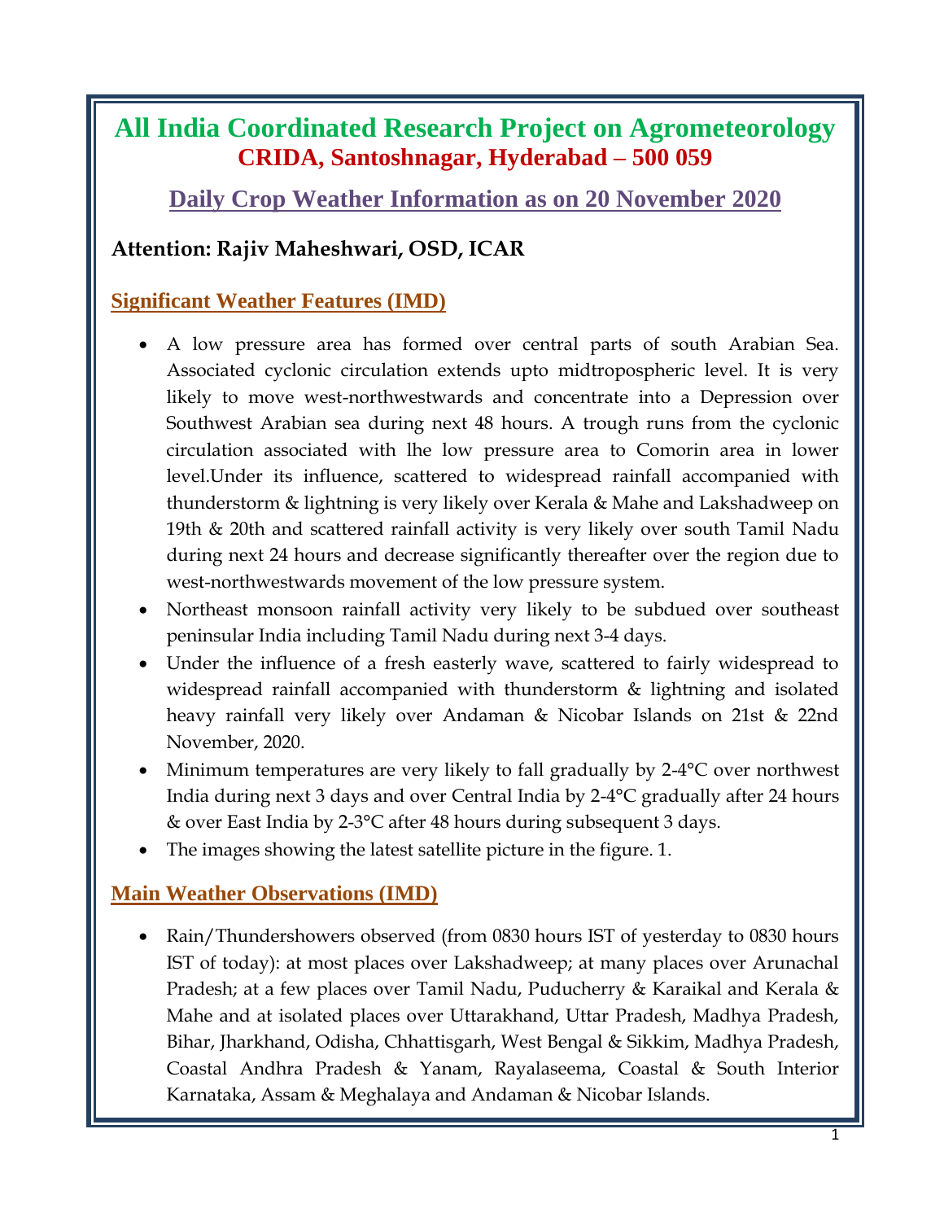# All India Coordinated Research Project on Agrometeorology

## CRIDA, Santoshnagar, Hyderabad – 500 059

## Daily Crop Weather Information as on 20 November 2020

**Attention: Rajiv Maheshwari, OSD, ICAR**

### Significant Weather Features (IMD)

- A low pressure area has formed over central parts of south Arabian Sea. Associated cyclonic circulation extends upto midtropospheric level. It is very likely to move west-northwestwards and concentrate into a Depression over Southwest Arabian sea during next 48 hours. A trough runs from the cyclonic circulation associated with lhe low pressure area to Comorin area in lower level.Under its influence, scattered to widespread rainfall accompanied with thunderstorm & lightning is very likely over Kerala & Mahe and Lakshadweep on 19th & 20th and scattered rainfall activity is very likely over south Tamil Nadu during next 24 hours and decrease significantly thereafter over the region due to west-northwestwards movement of the low pressure system.
- Northeast monsoon rainfall activity very likely to be subdued over southeast peninsular India including Tamil Nadu during next 3-4 days.
- Under the influence of a fresh easterly wave, scattered to fairly widespread to widespread rainfall accompanied with thunderstorm & lightning and isolated heavy rainfall very likely over Andaman & Nicobar Islands on 21st & 22nd November, 2020.
- Minimum temperatures are very likely to fall gradually by 2-4°C over northwest India during next 3 days and over Central India by 2-4°C gradually after 24 hours & over East India by 2-3°C after 48 hours during subsequent 3 days.
- The images showing the latest satellite picture in the figure. 1.

### Main Weather Observations (IMD)

- Rain/Thundershowers observed (from 0830 hours IST of yesterday to 0830 hours IST of today): at most places over Lakshadweep; at many places over Arunachal Pradesh; at a few places over Tamil Nadu, Puducherry & Karaikal and Kerala & Mahe and at isolated places over Uttarakhand, Uttar Pradesh, Madhya Pradesh, Bihar, Jharkhand, Odisha, Chhattisgarh, West Bengal & Sikkim, Madhya Pradesh, Coastal Andhra Pradesh & Yanam, Rayalaseema, Coastal & South Interior Karnataka, Assam & Meghalaya and Andaman & Nicobar Islands.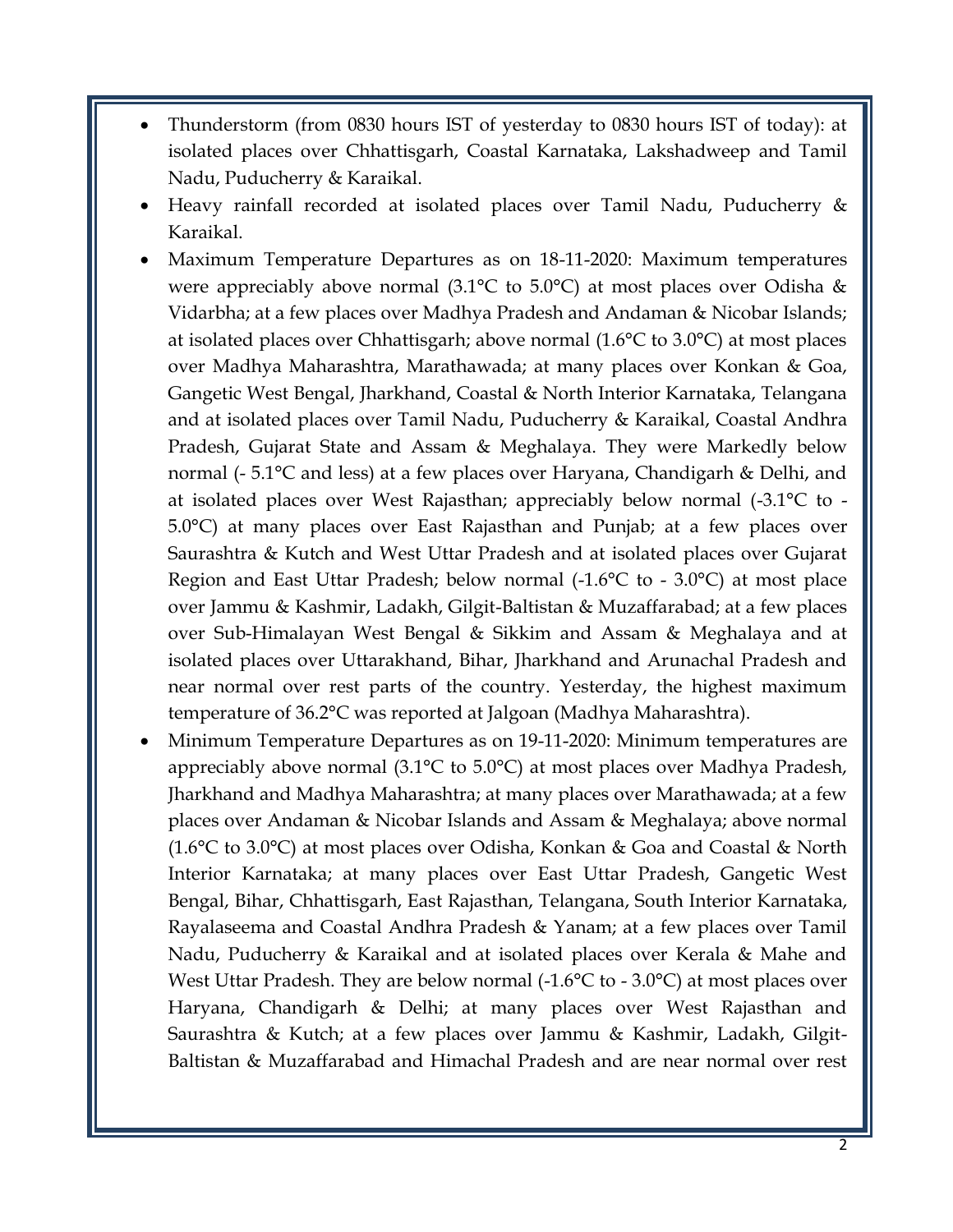- Thunderstorm (from 0830 hours IST of yesterday to 0830 hours IST of today): at isolated places over Chhattisgarh, Coastal Karnataka, Lakshadweep and Tamil Nadu, Puducherry & Karaikal.
- Heavy rainfall recorded at isolated places over Tamil Nadu, Puducherry & Karaikal.
- Maximum Temperature Departures as on 18-11-2020: Maximum temperatures were appreciably above normal (3.1°C to 5.0°C) at most places over Odisha & Vidarbha; at a few places over Madhya Pradesh and Andaman & Nicobar Islands; at isolated places over Chhattisgarh; above normal (1.6°C to 3.0°C) at most places over Madhya Maharashtra, Marathawada; at many places over Konkan & Goa, Gangetic West Bengal, Jharkhand, Coastal & North Interior Karnataka, Telangana and at isolated places over Tamil Nadu, Puducherry & Karaikal, Coastal Andhra Pradesh, Gujarat State and Assam & Meghalaya. They were Markedly below normal (- 5.1°C and less) at a few places over Haryana, Chandigarh & Delhi, and at isolated places over West Rajasthan; appreciably below normal (-3.1°C to - 5.0°C) at many places over East Rajasthan and Punjab; at a few places over Saurashtra & Kutch and West Uttar Pradesh and at isolated places over Gujarat Region and East Uttar Pradesh; below normal (-1.6°C to - 3.0°C) at most place over Jammu & Kashmir, Ladakh, Gilgit-Baltistan & Muzaffarabad; at a few places over Sub-Himalayan West Bengal & Sikkim and Assam & Meghalaya and at isolated places over Uttarakhand, Bihar, Jharkhand and Arunachal Pradesh and near normal over rest parts of the country. Yesterday, the highest maximum temperature of 36.2°C was reported at Jalgoan (Madhya Maharashtra).
- Minimum Temperature Departures as on 19-11-2020: Minimum temperatures are appreciably above normal (3.1°C to 5.0°C) at most places over Madhya Pradesh, Jharkhand and Madhya Maharashtra; at many places over Marathawada; at a few places over Andaman & Nicobar Islands and Assam & Meghalaya; above normal (1.6°C to 3.0°C) at most places over Odisha, Konkan & Goa and Coastal & North Interior Karnataka; at many places over East Uttar Pradesh, Gangetic West Bengal, Bihar, Chhattisgarh, East Rajasthan, Telangana, South Interior Karnataka, Rayalaseema and Coastal Andhra Pradesh & Yanam; at a few places over Tamil Nadu, Puducherry & Karaikal and at isolated places over Kerala & Mahe and West Uttar Pradesh. They are below normal (-1.6°C to - 3.0°C) at most places over Haryana, Chandigarh & Delhi; at many places over West Rajasthan and Saurashtra & Kutch; at a few places over Jammu & Kashmir, Ladakh, Gilgit-Baltistan & Muzaffarabad and Himachal Pradesh and are near normal over rest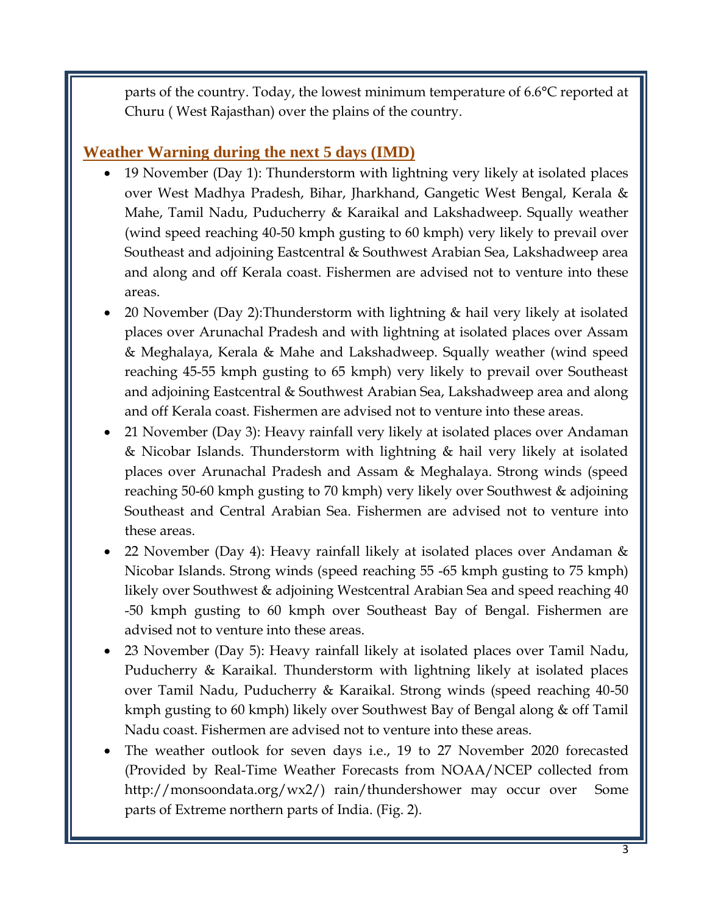parts of the country. Today, the lowest minimum temperature of 6.6°C reported at Churu ( West Rajasthan) over the plains of the country.

## Weather Warning during the next 5 days (IMD)

- 19 November (Day 1): Thunderstorm with lightning very likely at isolated places over West Madhya Pradesh, Bihar, Jharkhand, Gangetic West Bengal, Kerala & Mahe, Tamil Nadu, Puducherry & Karaikal and Lakshadweep. Squally weather (wind speed reaching 40-50 kmph gusting to 60 kmph) very likely to prevail over Southeast and adjoining Eastcentral & Southwest Arabian Sea, Lakshadweep area and along and off Kerala coast. Fishermen are advised not to venture into these areas.
- 20 November (Day 2):Thunderstorm with lightning & hail very likely at isolated places over Arunachal Pradesh and with lightning at isolated places over Assam & Meghalaya, Kerala & Mahe and Lakshadweep. Squally weather (wind speed reaching 45-55 kmph gusting to 65 kmph) very likely to prevail over Southeast and adjoining Eastcentral & Southwest Arabian Sea, Lakshadweep area and along and off Kerala coast. Fishermen are advised not to venture into these areas.
- 21 November (Day 3): Heavy rainfall very likely at isolated places over Andaman & Nicobar Islands. Thunderstorm with lightning & hail very likely at isolated places over Arunachal Pradesh and Assam & Meghalaya. Strong winds (speed reaching 50-60 kmph gusting to 70 kmph) very likely over Southwest & adjoining Southeast and Central Arabian Sea. Fishermen are advised not to venture into these areas.
- 22 November (Day 4): Heavy rainfall likely at isolated places over Andaman & Nicobar Islands. Strong winds (speed reaching 55 -65 kmph gusting to 75 kmph) likely over Southwest & adjoining Westcentral Arabian Sea and speed reaching 40 -50 kmph gusting to 60 kmph over Southeast Bay of Bengal. Fishermen are advised not to venture into these areas.
- 23 November (Day 5): Heavy rainfall likely at isolated places over Tamil Nadu, Puducherry & Karaikal. Thunderstorm with lightning likely at isolated places over Tamil Nadu, Puducherry & Karaikal. Strong winds (speed reaching 40-50 kmph gusting to 60 kmph) likely over Southwest Bay of Bengal along & off Tamil Nadu coast. Fishermen are advised not to venture into these areas.
- The weather outlook for seven days i.e., 19 to 27 November 2020 forecasted (Provided by Real-Time Weather Forecasts from NOAA/NCEP collected from http://monsoondata.org/wx2/) rain/thundershower may occur over Some parts of Extreme northern parts of India. (Fig. 2).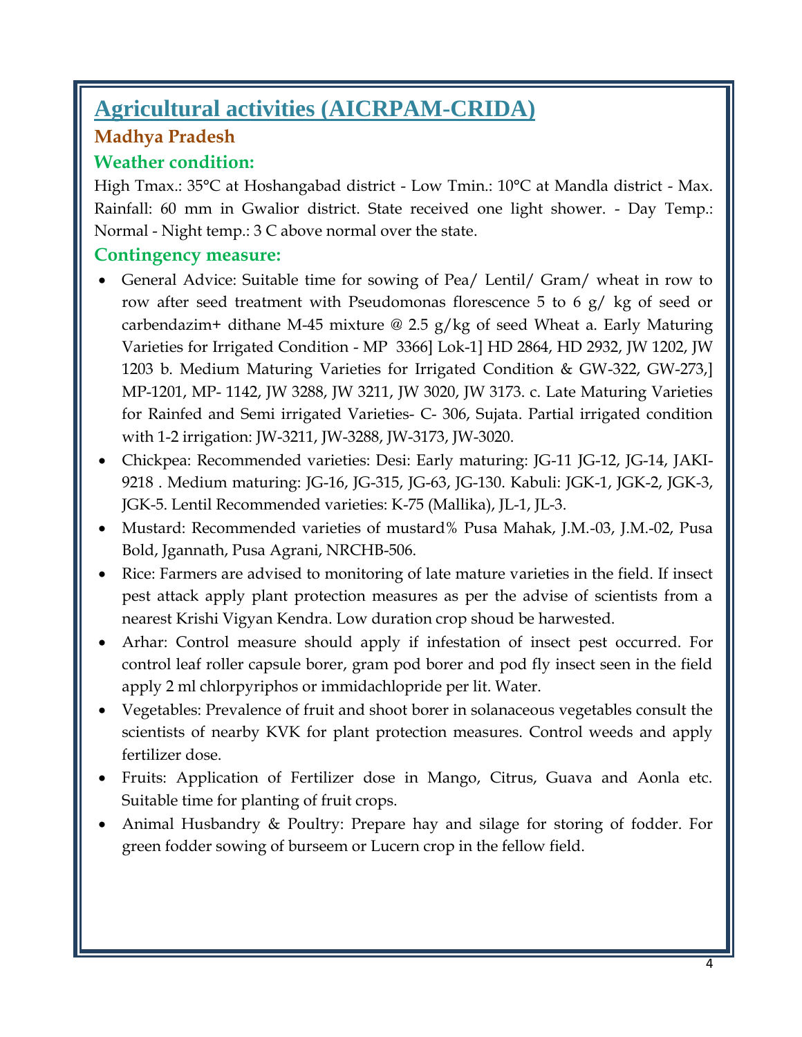# Agricultural activities (AICRPAM-CRIDA)

## Madhya Pradesh

### Weather condition:

High Tmax.: 35°C at Hoshangabad district - Low Tmin.: 10°C at Mandla district - Max. Rainfall: 60 mm in Gwalior district. State received one light shower. - Day Temp.: Normal - Night temp.: 3 C above normal over the state.

### Contingency measure:

- General Advice: Suitable time for sowing of Pea/ Lentil/ Gram/ wheat in row to row after seed treatment with Pseudomonas florescence 5 to 6 g/ kg of seed or carbendazim+ dithane M-45 mixture @ 2.5 g/kg of seed Wheat a. Early Maturing Varieties for Irrigated Condition - MP 3366] Lok-1] HD 2864, HD 2932, JW 1202, JW 1203 b. Medium Maturing Varieties for Irrigated Condition & GW-322, GW-273,] MP-1201, MP- 1142, JW 3288, JW 3211, JW 3020, JW 3173. c. Late Maturing Varieties for Rainfed and Semi irrigated Varieties- C- 306, Sujata. Partial irrigated condition with 1-2 irrigation: JW-3211, JW-3288, JW-3173, JW-3020.
- Chickpea: Recommended varieties: Desi: Early maturing: JG-11 JG-12, JG-14, JAKI-9218 . Medium maturing: JG-16, JG-315, JG-63, JG-130. Kabuli: JGK-1, JGK-2, JGK-3, JGK-5. Lentil Recommended varieties: K-75 (Mallika), JL-1, JL-3.
- Mustard: Recommended varieties of mustard% Pusa Mahak, J.M.-03, J.M.-02, Pusa Bold, Jgannath, Pusa Agrani, NRCHB-506.
- Rice: Farmers are advised to monitoring of late mature varieties in the field. If insect pest attack apply plant protection measures as per the advise of scientists from a nearest Krishi Vigyan Kendra. Low duration crop shoud be harwested.
- Arhar: Control measure should apply if infestation of insect pest occurred. For control leaf roller capsule borer, gram pod borer and pod fly insect seen in the field apply 2 ml chlorpyriphos or immidachlopride per lit. Water.
- Vegetables: Prevalence of fruit and shoot borer in solanaceous vegetables consult the scientists of nearby KVK for plant protection measures. Control weeds and apply fertilizer dose.
- Fruits: Application of Fertilizer dose in Mango, Citrus, Guava and Aonla etc. Suitable time for planting of fruit crops.
- Animal Husbandry & Poultry: Prepare hay and silage for storing of fodder. For green fodder sowing of burseem or Lucern crop in the fellow field.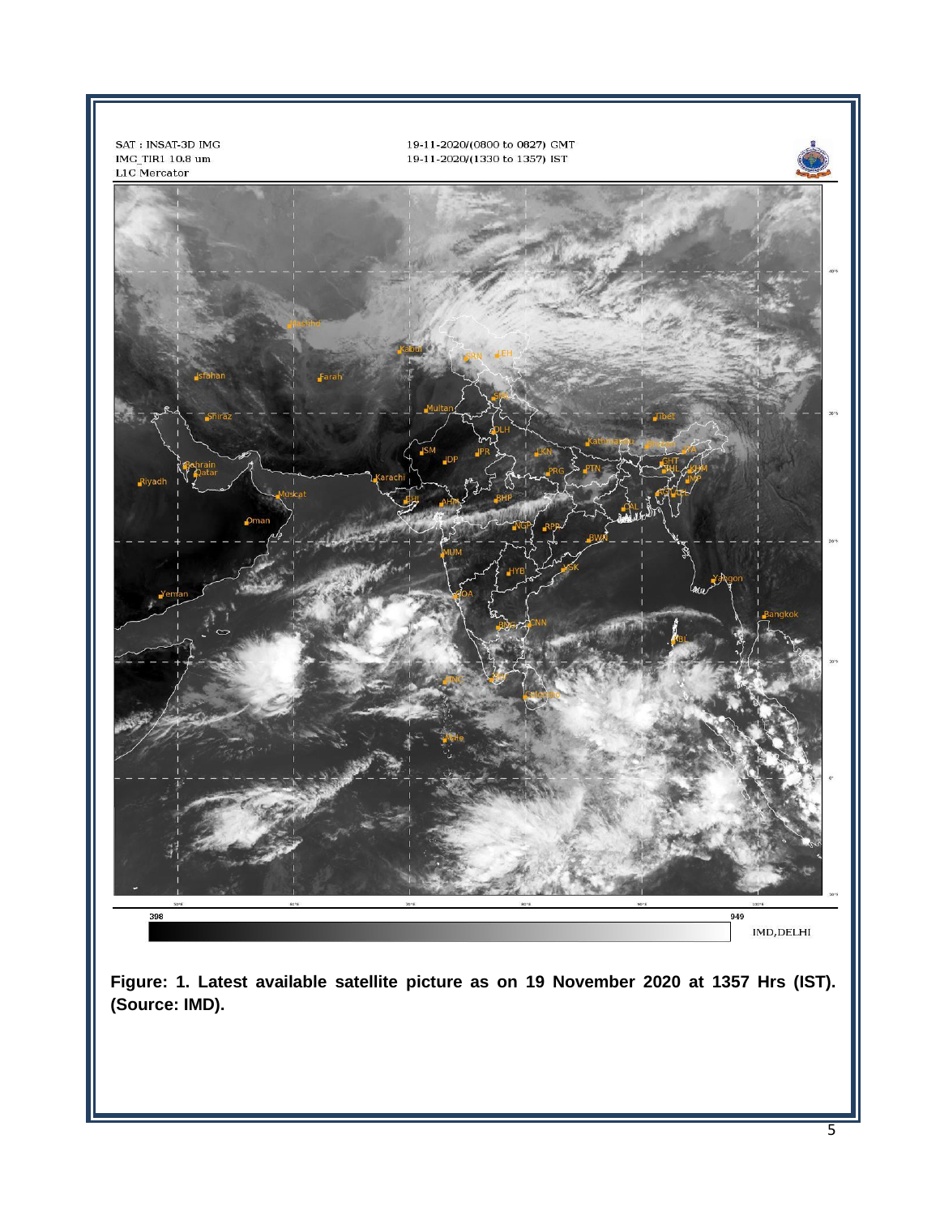SAT : INSAT-3D IMG
IMG_TIR1 10.8 um
L1C Mercator

19-11-2020/(0800 to 0827) GMT
19-11-2020/(1330 to 1357) IST

398

949

IMD,DELHI

**Figure: 1. Latest available satellite picture as on 19 November 2020 at 1357 Hrs (IST). (Source: IMD).**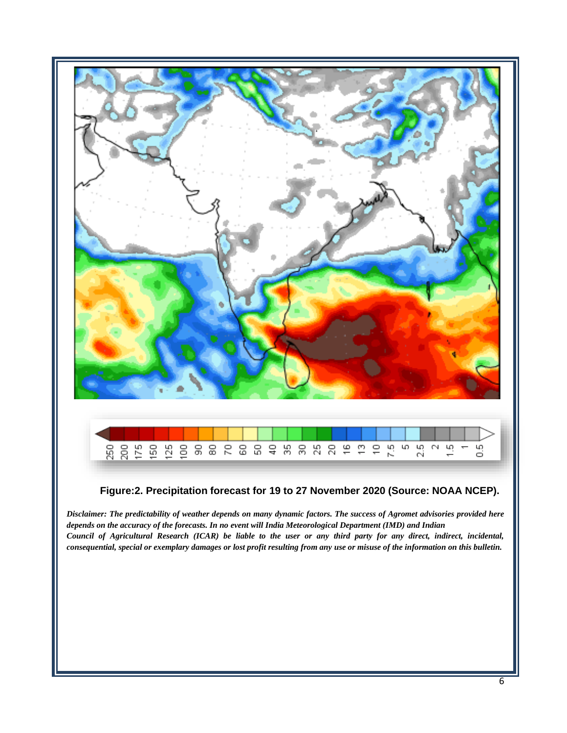250 200 175 150 125 100 90 80 70 60 50 40 35 30 25 20 16 13 10 7.5 5 2.5 2 1.5 1 0.5

**Figure:2. Precipitation forecast for 19 to 27 November 2020 (Source: NOAA NCEP).**

***Disclaimer: The predictability of weather depends on many dynamic factors. The success of Agromet advisories provided here depends on the accuracy of the forecasts. In no event will India Meteorological Department (IMD) and Indian Council of Agricultural Research (ICAR) be liable to the user or any third party for any direct, indirect, incidental, consequential, special or exemplary damages or lost profit resulting from any use or misuse of the information on this bulletin.***